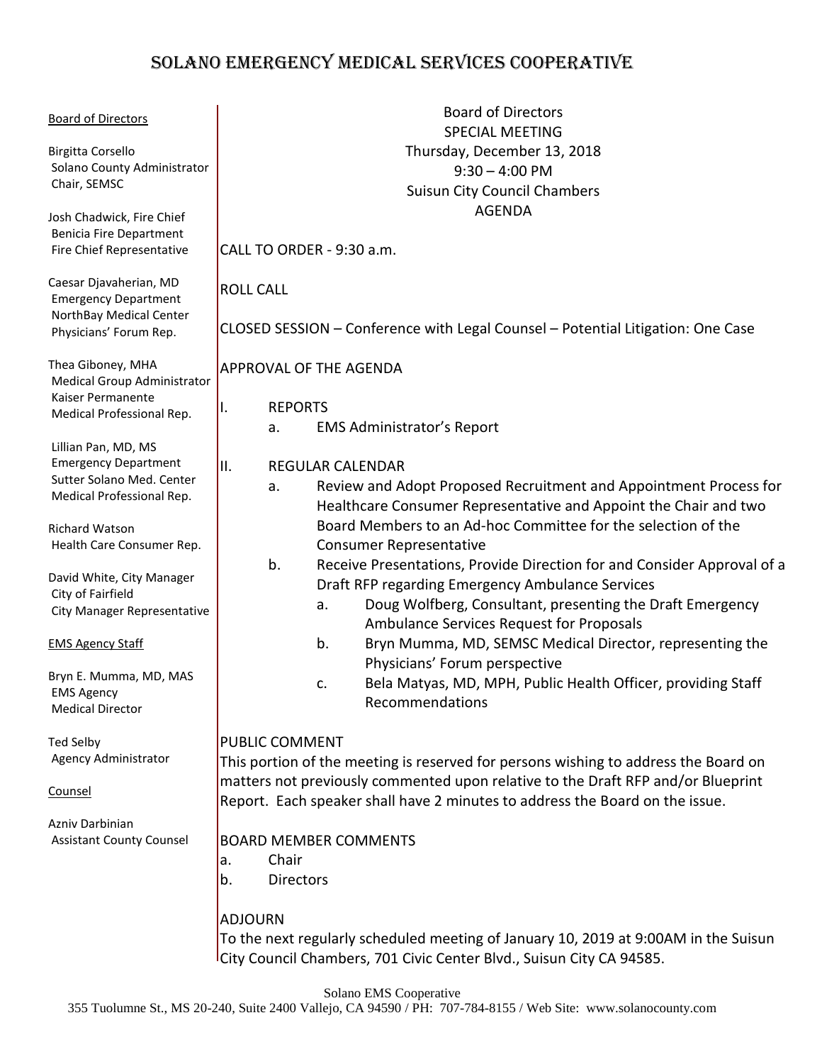# SOLANO EMERGENCY MEDICAL SERVICES COOPERATIVE

**Board of Directors**

Birgitta Corsello
Solano County Administrator
Chair, SEMSC

Josh Chadwick, Fire Chief
Benicia Fire Department
Fire Chief Representative

Caesar Djavaherian, MD
Emergency Department
NorthBay Medical Center
Physicians' Forum Rep.

Thea Giboney, MHA
Medical Group Administrator
Kaiser Permanente
Medical Professional Rep.

Lillian Pan, MD, MS
Emergency Department
Sutter Solano Med. Center
Medical Professional Rep.

Richard Watson
Health Care Consumer Rep.

David White, City Manager
City of Fairfield
City Manager Representative

**EMS Agency Staff**

Bryn E. Mumma, MD, MAS
EMS Agency
Medical Director

Ted Selby
Agency Administrator

**Counsel**

Azniv Darbinian
Assistant County Counsel

---

Board of Directors
SPECIAL MEETING
Thursday, December 13, 2018
9:30 – 4:00 PM
Suisun City Council Chambers
AGENDA

CALL TO ORDER - 9:30 a.m.

ROLL CALL

CLOSED SESSION – Conference with Legal Counsel – Potential Litigation: One Case

APPROVAL OF THE AGENDA

I. REPORTS
   a. EMS Administrator's Report

II. REGULAR CALENDAR
   a. Review and Adopt Proposed Recruitment and Appointment Process for Healthcare Consumer Representative and Appoint the Chair and two Board Members to an Ad-hoc Committee for the selection of the Consumer Representative
   b. Receive Presentations, Provide Direction for and Consider Approval of a Draft RFP regarding Emergency Ambulance Services
      a. Doug Wolfberg, Consultant, presenting the Draft Emergency Ambulance Services Request for Proposals
      b. Bryn Mumma, MD, SEMSC Medical Director, representing the Physicians' Forum perspective
      c. Bela Matyas, MD, MPH, Public Health Officer, providing Staff Recommendations

PUBLIC COMMENT
This portion of the meeting is reserved for persons wishing to address the Board on matters not previously commented upon relative to the Draft RFP and/or Blueprint Report. Each speaker shall have 2 minutes to address the Board on the issue.

BOARD MEMBER COMMENTS
a. Chair
b. Directors

ADJOURN
To the next regularly scheduled meeting of January 10, 2019 at 9:00AM in the Suisun City Council Chambers, 701 Civic Center Blvd., Suisun City CA 94585.

Solano EMS Cooperative
355 Tuolumne St., MS 20-240, Suite 2400 Vallejo, CA 94590 / PH: 707-784-8155 / Web Site: www.solanocounty.com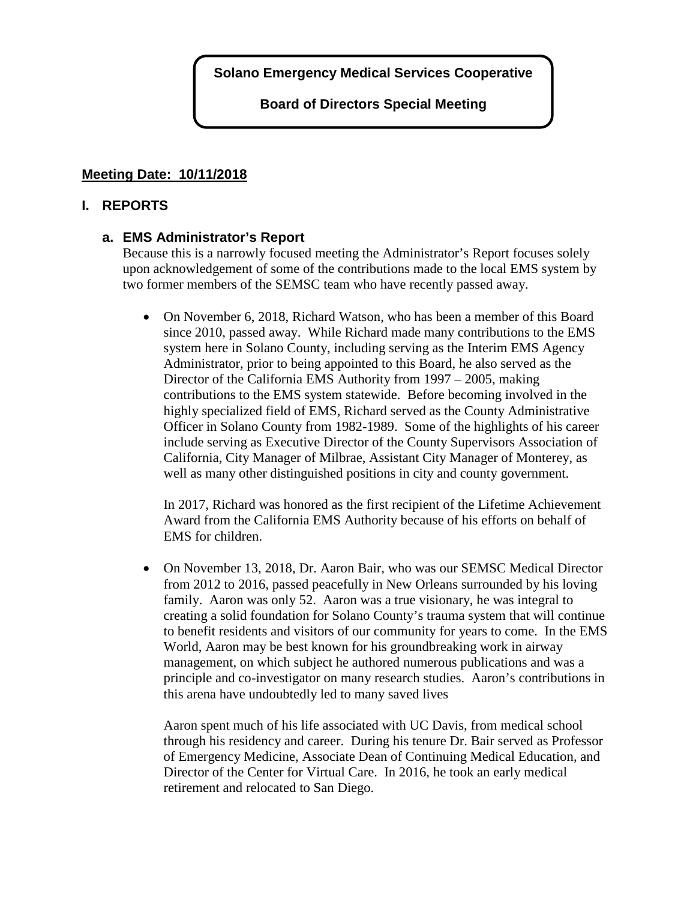**Solano Emergency Medical Services Cooperative**

**Board of Directors Special Meeting**

**Meeting Date: 10/11/2018**

# I. REPORTS

## a. EMS Administrator's Report

Because this is a narrowly focused meeting the Administrator's Report focuses solely upon acknowledgement of some of the contributions made to the local EMS system by two former members of the SEMSC team who have recently passed away.

- On November 6, 2018, Richard Watson, who has been a member of this Board since 2010, passed away. While Richard made many contributions to the EMS system here in Solano County, including serving as the Interim EMS Agency Administrator, prior to being appointed to this Board, he also served as the Director of the California EMS Authority from 1997 – 2005, making contributions to the EMS system statewide. Before becoming involved in the highly specialized field of EMS, Richard served as the County Administrative Officer in Solano County from 1982-1989. Some of the highlights of his career include serving as Executive Director of the County Supervisors Association of California, City Manager of Milbrae, Assistant City Manager of Monterey, as well as many other distinguished positions in city and county government.

  In 2017, Richard was honored as the first recipient of the Lifetime Achievement Award from the California EMS Authority because of his efforts on behalf of EMS for children.

- On November 13, 2018, Dr. Aaron Bair, who was our SEMSC Medical Director from 2012 to 2016, passed peacefully in New Orleans surrounded by his loving family. Aaron was only 52. Aaron was a true visionary, he was integral to creating a solid foundation for Solano County's trauma system that will continue to benefit residents and visitors of our community for years to come. In the EMS World, Aaron may be best known for his groundbreaking work in airway management, on which subject he authored numerous publications and was a principle and co-investigator on many research studies. Aaron's contributions in this arena have undoubtedly led to many saved lives

  Aaron spent much of his life associated with UC Davis, from medical school through his residency and career. During his tenure Dr. Bair served as Professor of Emergency Medicine, Associate Dean of Continuing Medical Education, and Director of the Center for Virtual Care. In 2016, he took an early medical retirement and relocated to San Diego.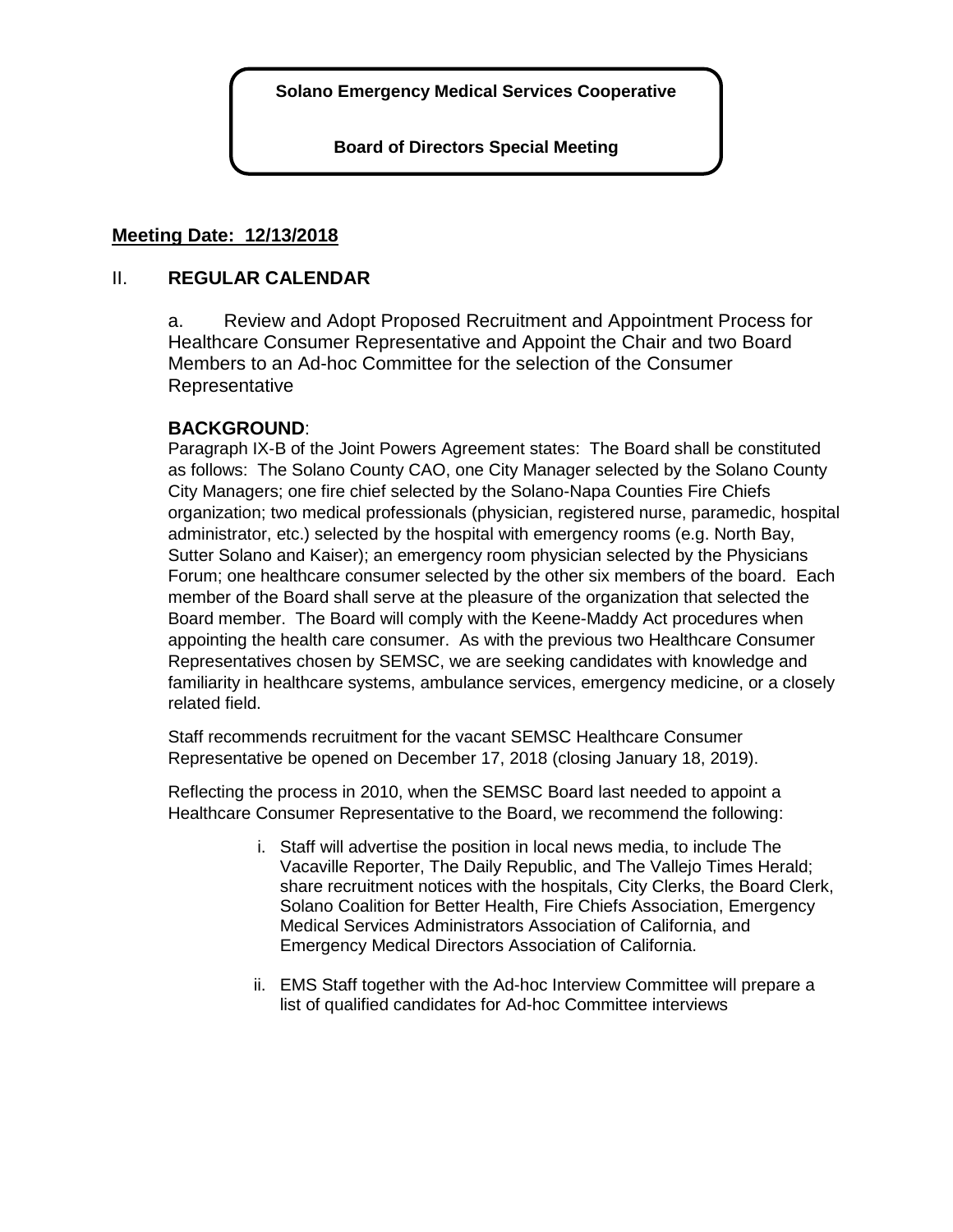**Solano Emergency Medical Services Cooperative**

**Board of Directors Special Meeting**

**Meeting Date: 12/13/2018**

## II. REGULAR CALENDAR

a. Review and Adopt Proposed Recruitment and Appointment Process for Healthcare Consumer Representative and Appoint the Chair and two Board Members to an Ad-hoc Committee for the selection of the Consumer Representative

**BACKGROUND**:

Paragraph IX-B of the Joint Powers Agreement states: The Board shall be constituted as follows: The Solano County CAO, one City Manager selected by the Solano County City Managers; one fire chief selected by the Solano-Napa Counties Fire Chiefs organization; two medical professionals (physician, registered nurse, paramedic, hospital administrator, etc.) selected by the hospital with emergency rooms (e.g. North Bay, Sutter Solano and Kaiser); an emergency room physician selected by the Physicians Forum; one healthcare consumer selected by the other six members of the board. Each member of the Board shall serve at the pleasure of the organization that selected the Board member. The Board will comply with the Keene-Maddy Act procedures when appointing the health care consumer. As with the previous two Healthcare Consumer Representatives chosen by SEMSC, we are seeking candidates with knowledge and familiarity in healthcare systems, ambulance services, emergency medicine, or a closely related field.

Staff recommends recruitment for the vacant SEMSC Healthcare Consumer Representative be opened on December 17, 2018 (closing January 18, 2019).

Reflecting the process in 2010, when the SEMSC Board last needed to appoint a Healthcare Consumer Representative to the Board, we recommend the following:

i. Staff will advertise the position in local news media, to include The Vacaville Reporter, The Daily Republic, and The Vallejo Times Herald; share recruitment notices with the hospitals, City Clerks, the Board Clerk, Solano Coalition for Better Health, Fire Chiefs Association, Emergency Medical Services Administrators Association of California, and Emergency Medical Directors Association of California.

ii. EMS Staff together with the Ad-hoc Interview Committee will prepare a list of qualified candidates for Ad-hoc Committee interviews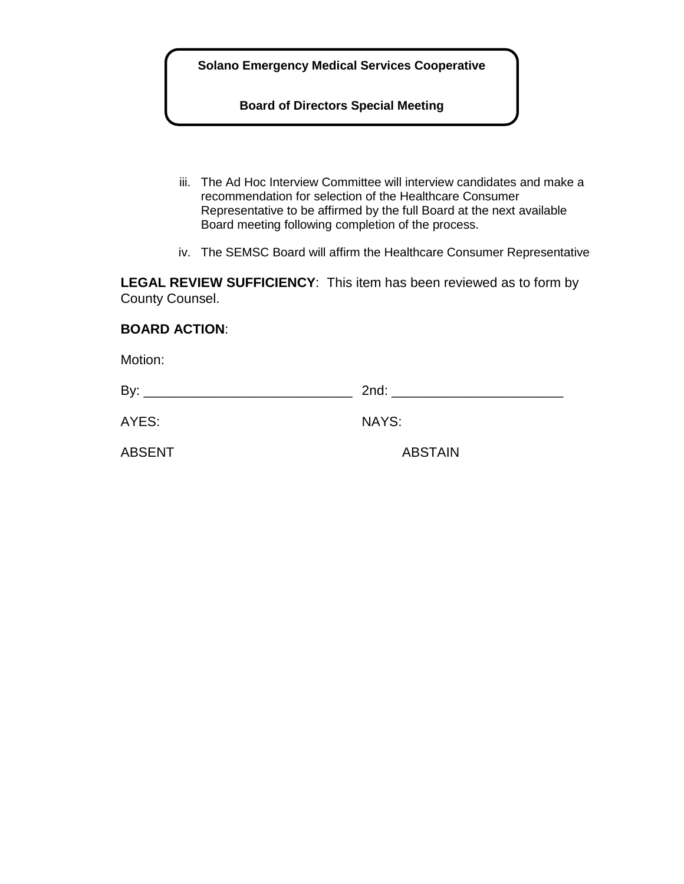iii. The Ad Hoc Interview Committee will interview candidates and make a recommendation for selection of the Healthcare Consumer Representative to be affirmed by the full Board at the next available Board meeting following completion of the process.

iv. The SEMSC Board will affirm the Healthcare Consumer Representative

**LEGAL REVIEW SUFFICIENCY**: This item has been reviewed as to form by County Counsel.

**BOARD ACTION**:

Motion:

By: ____________________________ 2nd: _______________________

AYES: NAYS:

ABSENT ABSTAIN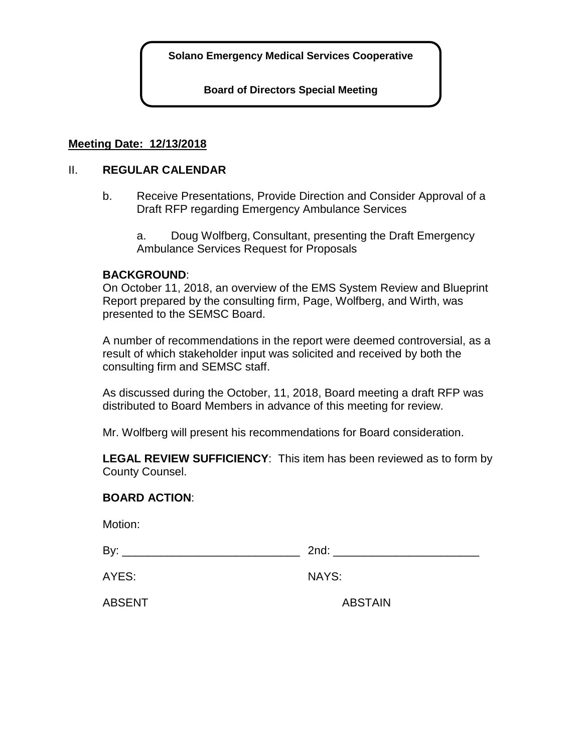**Solano Emergency Medical Services Cooperative**

**Board of Directors Special Meeting**

**Meeting Date: 12/13/2018**

## II. REGULAR CALENDAR

b. Receive Presentations, Provide Direction and Consider Approval of a Draft RFP regarding Emergency Ambulance Services

a. Doug Wolfberg, Consultant, presenting the Draft Emergency Ambulance Services Request for Proposals

**BACKGROUND**:
On October 11, 2018, an overview of the EMS System Review and Blueprint Report prepared by the consulting firm, Page, Wolfberg, and Wirth, was presented to the SEMSC Board.

A number of recommendations in the report were deemed controversial, as a result of which stakeholder input was solicited and received by both the consulting firm and SEMSC staff.

As discussed during the October, 11, 2018, Board meeting a draft RFP was distributed to Board Members in advance of this meeting for review.

Mr. Wolfberg will present his recommendations for Board consideration.

**LEGAL REVIEW SUFFICIENCY**: This item has been reviewed as to form by County Counsel.

**BOARD ACTION**:

Motion:

By: ____________________________ 2nd: _______________________

AYES: NAYS:

ABSENT ABSTAIN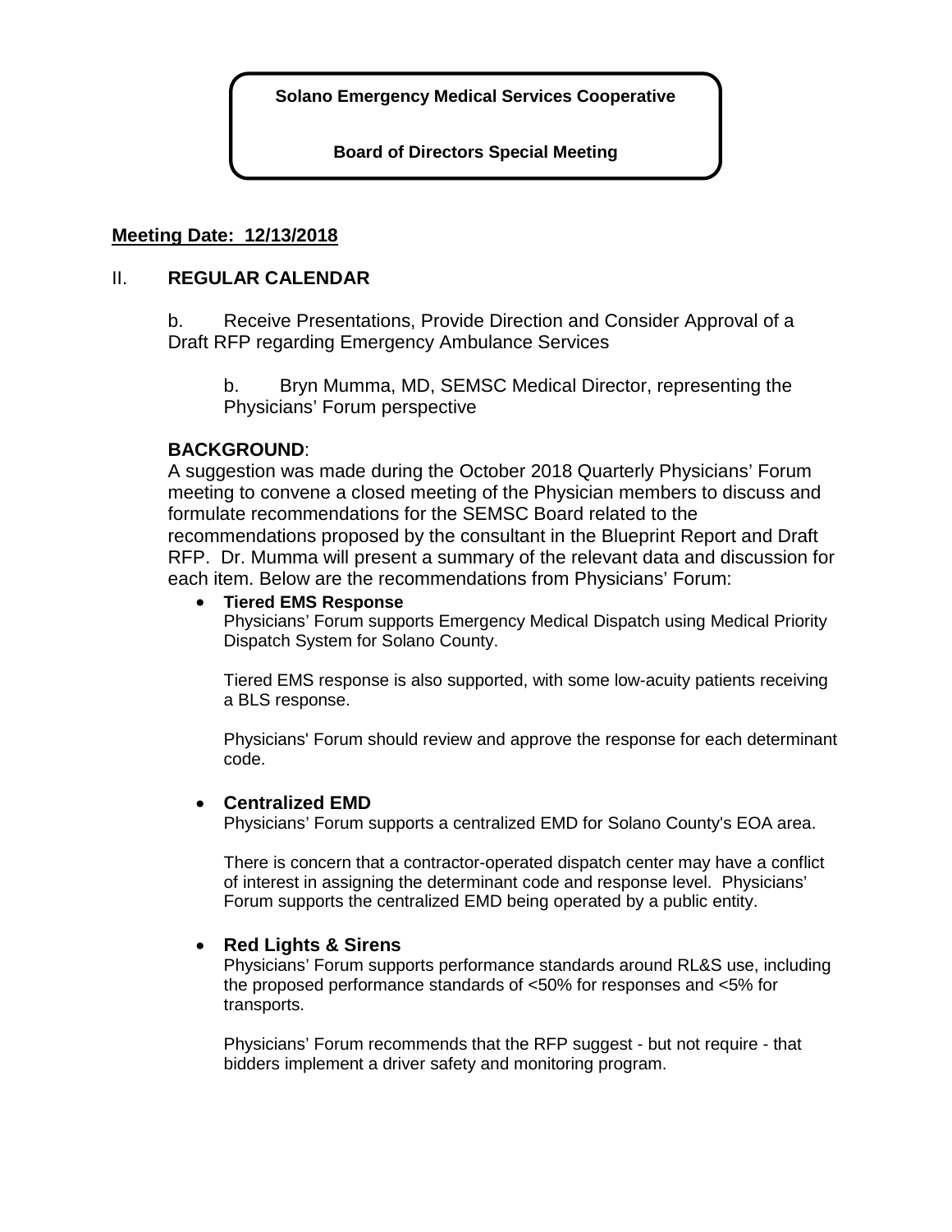**Solano Emergency Medical Services Cooperative**

**Board of Directors Special Meeting**

**Meeting Date: 12/13/2018**

II. **REGULAR CALENDAR**

b. Receive Presentations, Provide Direction and Consider Approval of a Draft RFP regarding Emergency Ambulance Services

b. Bryn Mumma, MD, SEMSC Medical Director, representing the Physicians' Forum perspective

**BACKGROUND**:
A suggestion was made during the October 2018 Quarterly Physicians' Forum meeting to convene a closed meeting of the Physician members to discuss and formulate recommendations for the SEMSC Board related to the recommendations proposed by the consultant in the Blueprint Report and Draft RFP. Dr. Mumma will present a summary of the relevant data and discussion for each item. Below are the recommendations from Physicians' Forum:

- **Tiered EMS Response**
  Physicians' Forum supports Emergency Medical Dispatch using Medical Priority Dispatch System for Solano County.

  Tiered EMS response is also supported, with some low-acuity patients receiving a BLS response.

  Physicians' Forum should review and approve the response for each determinant code.

- **Centralized EMD**
  Physicians' Forum supports a centralized EMD for Solano County's EOA area.

  There is concern that a contractor-operated dispatch center may have a conflict of interest in assigning the determinant code and response level. Physicians' Forum supports the centralized EMD being operated by a public entity.

- **Red Lights & Sirens**
  Physicians' Forum supports performance standards around RL&S use, including the proposed performance standards of <50% for responses and <5% for transports.

  Physicians' Forum recommends that the RFP suggest - but not require - that bidders implement a driver safety and monitoring program.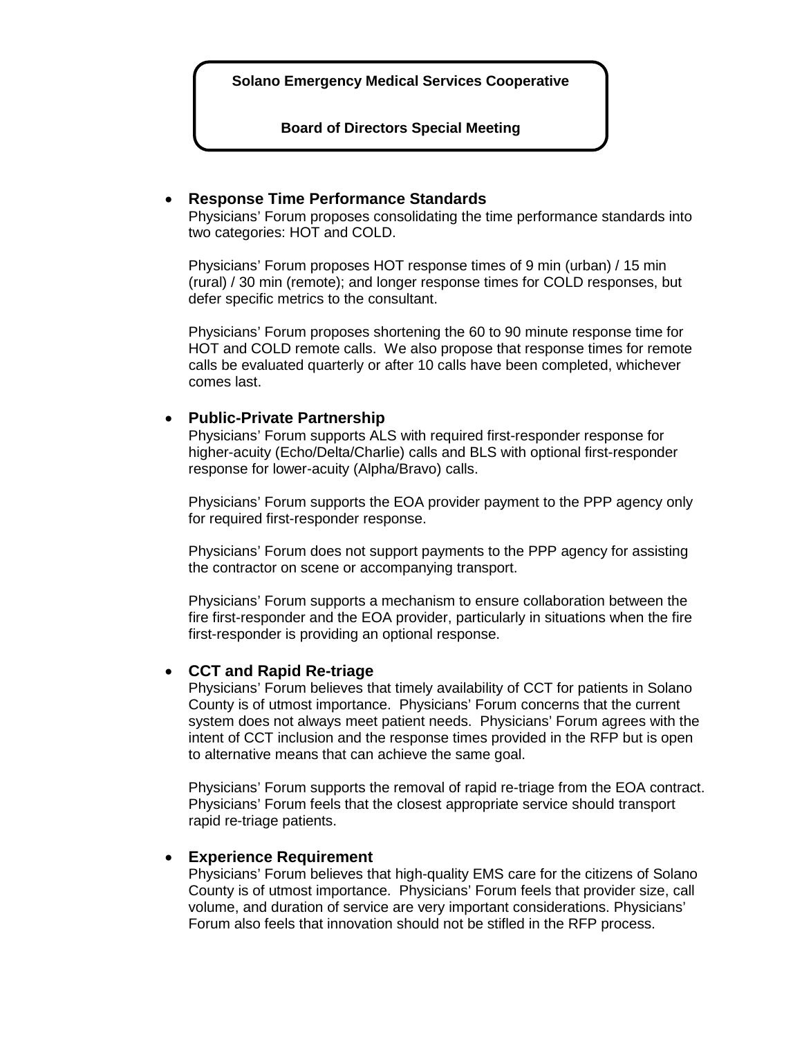**Solano Emergency Medical Services Cooperative**

**Board of Directors Special Meeting**

- **Response Time Performance Standards**

  Physicians' Forum proposes consolidating the time performance standards into two categories: HOT and COLD.

  Physicians' Forum proposes HOT response times of 9 min (urban) / 15 min (rural) / 30 min (remote); and longer response times for COLD responses, but defer specific metrics to the consultant.

  Physicians' Forum proposes shortening the 60 to 90 minute response time for HOT and COLD remote calls. We also propose that response times for remote calls be evaluated quarterly or after 10 calls have been completed, whichever comes last.

- **Public-Private Partnership**

  Physicians' Forum supports ALS with required first-responder response for higher-acuity (Echo/Delta/Charlie) calls and BLS with optional first-responder response for lower-acuity (Alpha/Bravo) calls.

  Physicians' Forum supports the EOA provider payment to the PPP agency only for required first-responder response.

  Physicians' Forum does not support payments to the PPP agency for assisting the contractor on scene or accompanying transport.

  Physicians' Forum supports a mechanism to ensure collaboration between the fire first-responder and the EOA provider, particularly in situations when the fire first-responder is providing an optional response.

- **CCT and Rapid Re-triage**

  Physicians' Forum believes that timely availability of CCT for patients in Solano County is of utmost importance. Physicians' Forum concerns that the current system does not always meet patient needs. Physicians' Forum agrees with the intent of CCT inclusion and the response times provided in the RFP but is open to alternative means that can achieve the same goal.

  Physicians' Forum supports the removal of rapid re-triage from the EOA contract. Physicians' Forum feels that the closest appropriate service should transport rapid re-triage patients.

- **Experience Requirement**

  Physicians' Forum believes that high-quality EMS care for the citizens of Solano County is of utmost importance. Physicians' Forum feels that provider size, call volume, and duration of service are very important considerations. Physicians' Forum also feels that innovation should not be stifled in the RFP process.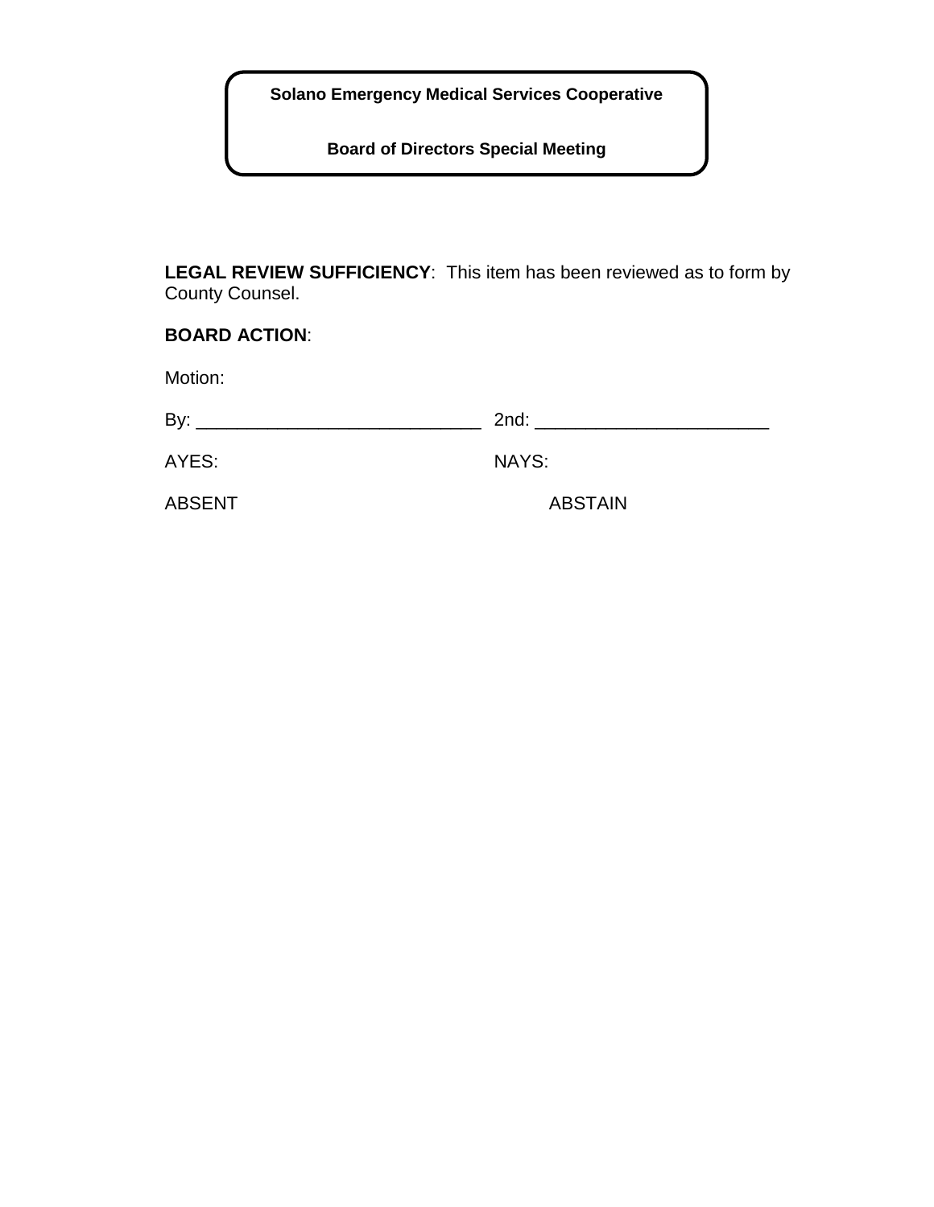**Solano Emergency Medical Services Cooperative**

**Board of Directors Special Meeting**

**LEGAL REVIEW SUFFICIENCY**: This item has been reviewed as to form by County Counsel.

**BOARD ACTION**:

Motion:

By: ____________________________ 2nd: _______________________

AYES: NAYS:

ABSENT ABSTAIN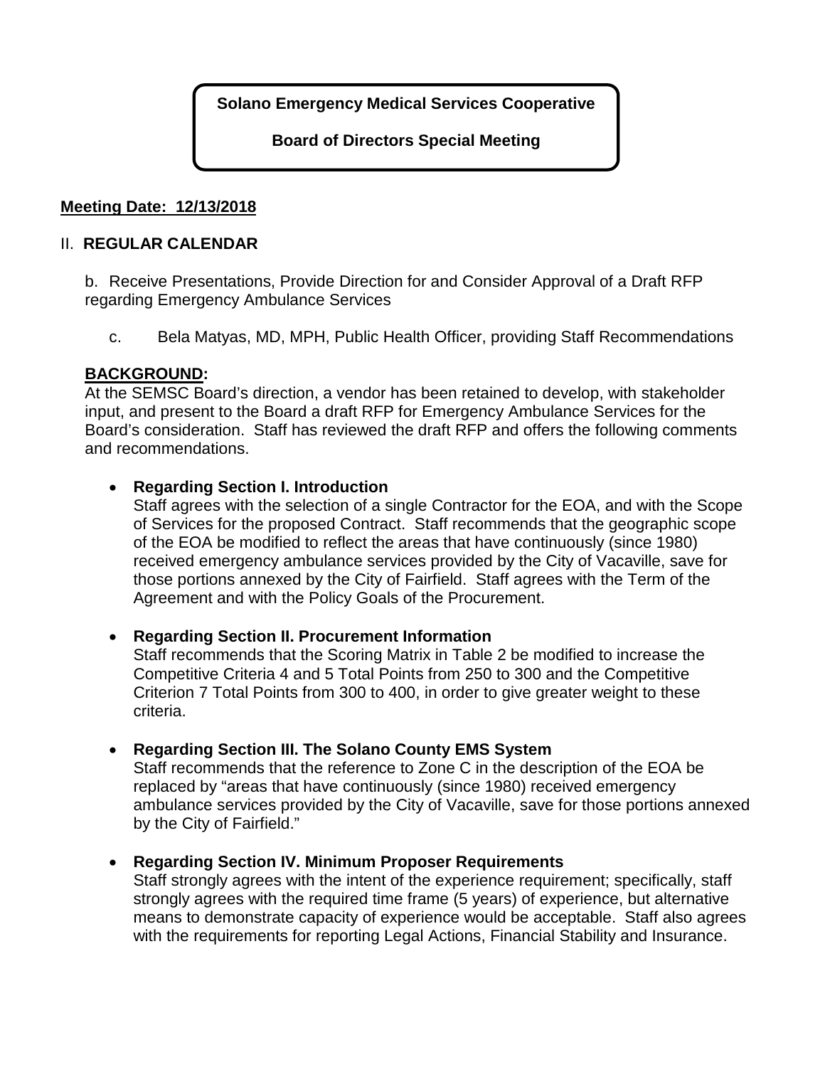**Solano Emergency Medical Services Cooperative**

**Board of Directors Special Meeting**

**Meeting Date: 12/13/2018**

II. **REGULAR CALENDAR**

b. Receive Presentations, Provide Direction for and Consider Approval of a Draft RFP regarding Emergency Ambulance Services

c. Bela Matyas, MD, MPH, Public Health Officer, providing Staff Recommendations

**BACKGROUND:**

At the SEMSC Board's direction, a vendor has been retained to develop, with stakeholder input, and present to the Board a draft RFP for Emergency Ambulance Services for the Board's consideration. Staff has reviewed the draft RFP and offers the following comments and recommendations.

- **Regarding Section I. Introduction**
  Staff agrees with the selection of a single Contractor for the EOA, and with the Scope of Services for the proposed Contract. Staff recommends that the geographic scope of the EOA be modified to reflect the areas that have continuously (since 1980) received emergency ambulance services provided by the City of Vacaville, save for those portions annexed by the City of Fairfield. Staff agrees with the Term of the Agreement and with the Policy Goals of the Procurement.

- **Regarding Section II. Procurement Information**
  Staff recommends that the Scoring Matrix in Table 2 be modified to increase the Competitive Criteria 4 and 5 Total Points from 250 to 300 and the Competitive Criterion 7 Total Points from 300 to 400, in order to give greater weight to these criteria.

- **Regarding Section III. The Solano County EMS System**
  Staff recommends that the reference to Zone C in the description of the EOA be replaced by "areas that have continuously (since 1980) received emergency ambulance services provided by the City of Vacaville, save for those portions annexed by the City of Fairfield."

- **Regarding Section IV. Minimum Proposer Requirements**
  Staff strongly agrees with the intent of the experience requirement; specifically, staff strongly agrees with the required time frame (5 years) of experience, but alternative means to demonstrate capacity of experience would be acceptable. Staff also agrees with the requirements for reporting Legal Actions, Financial Stability and Insurance.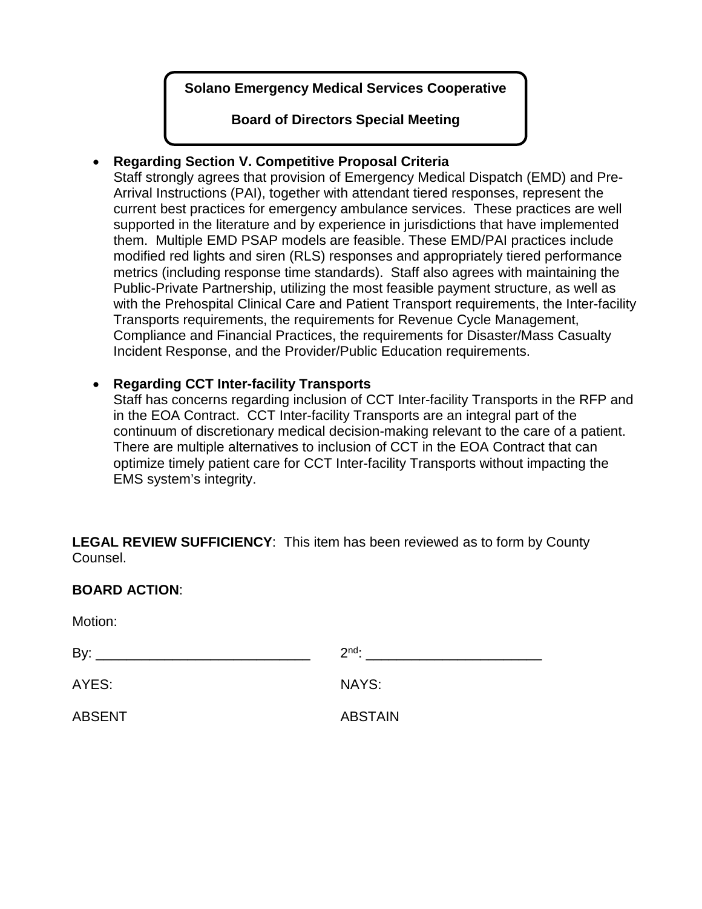- **Regarding Section V. Competitive Proposal Criteria**
  Staff strongly agrees that provision of Emergency Medical Dispatch (EMD) and Pre-Arrival Instructions (PAI), together with attendant tiered responses, represent the current best practices for emergency ambulance services. These practices are well supported in the literature and by experience in jurisdictions that have implemented them. Multiple EMD PSAP models are feasible. These EMD/PAI practices include modified red lights and siren (RLS) responses and appropriately tiered performance metrics (including response time standards). Staff also agrees with maintaining the Public-Private Partnership, utilizing the most feasible payment structure, as well as with the Prehospital Clinical Care and Patient Transport requirements, the Inter-facility Transports requirements, the requirements for Revenue Cycle Management, Compliance and Financial Practices, the requirements for Disaster/Mass Casualty Incident Response, and the Provider/Public Education requirements.

- **Regarding CCT Inter-facility Transports**
  Staff has concerns regarding inclusion of CCT Inter-facility Transports in the RFP and in the EOA Contract. CCT Inter-facility Transports are an integral part of the continuum of discretionary medical decision-making relevant to the care of a patient. There are multiple alternatives to inclusion of CCT in the EOA Contract that can optimize timely patient care for CCT Inter-facility Transports without impacting the EMS system's integrity.

**LEGAL REVIEW SUFFICIENCY**: This item has been reviewed as to form by County Counsel.

**BOARD ACTION**:

Motion:

By: ___________________________ 2nd: _______________________

AYES: NAYS:

ABSENT ABSTAIN